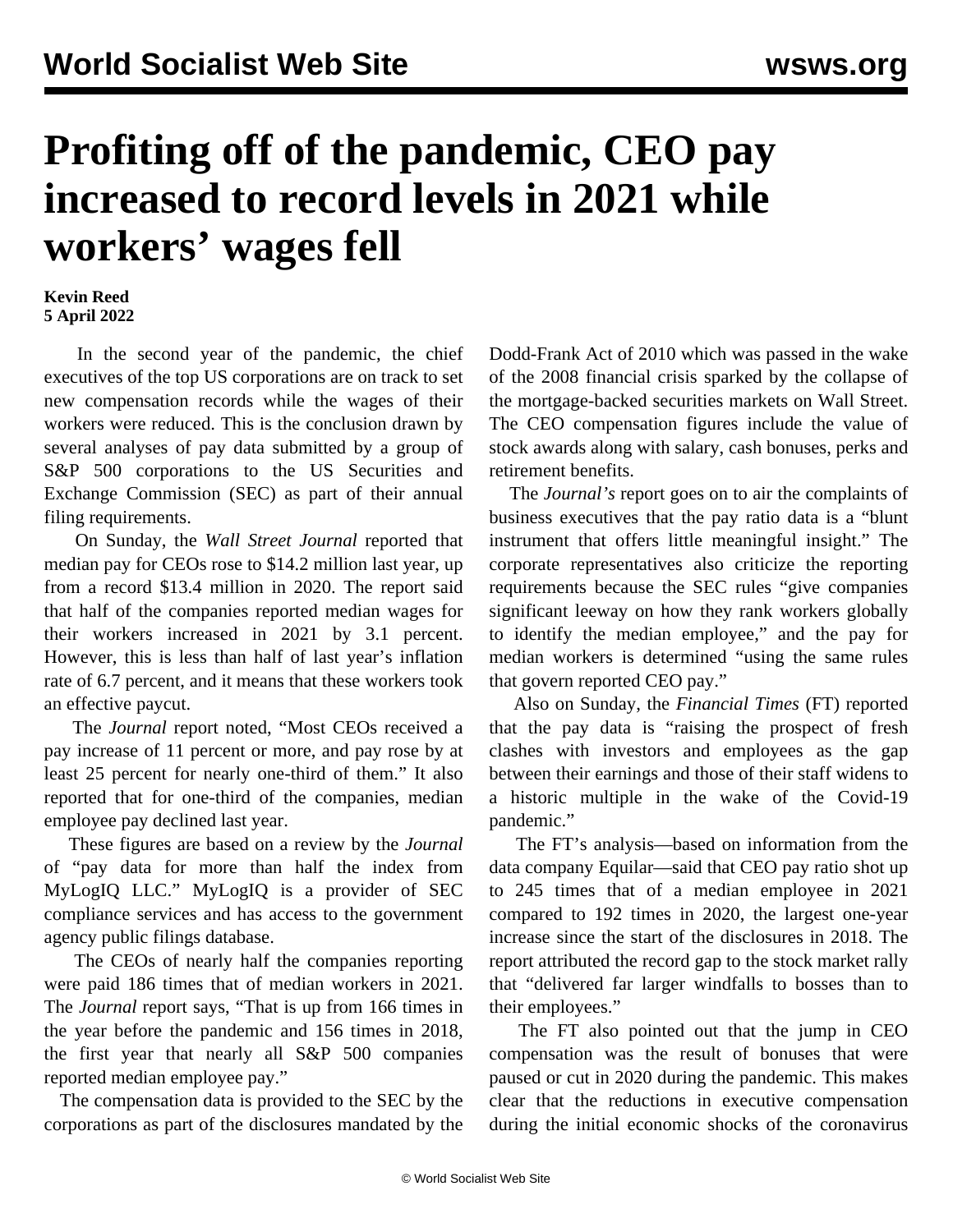# Profiting off of the pandemic, CEO pay increased to record levels in 2021 while workers' wages fell

**Kevin Reed**
**5 April 2022**

In the second year of the pandemic, the chief executives of the top US corporations are on track to set new compensation records while the wages of their workers were reduced. This is the conclusion drawn by several analyses of pay data submitted by a group of S&P 500 corporations to the US Securities and Exchange Commission (SEC) as part of their annual filing requirements.

On Sunday, the *Wall Street Journal* reported that median pay for CEOs rose to $14.2 million last year, up from a record $13.4 million in 2020. The report said that half of the companies reported median wages for their workers increased in 2021 by 3.1 percent. However, this is less than half of last year's inflation rate of 6.7 percent, and it means that these workers took an effective paycut.

The *Journal* report noted, "Most CEOs received a pay increase of 11 percent or more, and pay rose by at least 25 percent for nearly one-third of them." It also reported that for one-third of the companies, median employee pay declined last year.

These figures are based on a review by the *Journal* of "pay data for more than half the index from MyLogIQ LLC." MyLogIQ is a provider of SEC compliance services and has access to the government agency public filings database.

The CEOs of nearly half the companies reporting were paid 186 times that of median workers in 2021. The *Journal* report says, "That is up from 166 times in the year before the pandemic and 156 times in 2018, the first year that nearly all S&P 500 companies reported median employee pay."

The compensation data is provided to the SEC by the corporations as part of the disclosures mandated by the Dodd-Frank Act of 2010 which was passed in the wake of the 2008 financial crisis sparked by the collapse of the mortgage-backed securities markets on Wall Street. The CEO compensation figures include the value of stock awards along with salary, cash bonuses, perks and retirement benefits.

The *Journal's* report goes on to air the complaints of business executives that the pay ratio data is a "blunt instrument that offers little meaningful insight." The corporate representatives also criticize the reporting requirements because the SEC rules "give companies significant leeway on how they rank workers globally to identify the median employee," and the pay for median workers is determined "using the same rules that govern reported CEO pay."

Also on Sunday, the *Financial Times* (FT) reported that the pay data is "raising the prospect of fresh clashes with investors and employees as the gap between their earnings and those of their staff widens to a historic multiple in the wake of the Covid-19 pandemic."

The FT's analysis—based on information from the data company Equilar—said that CEO pay ratio shot up to 245 times that of a median employee in 2021 compared to 192 times in 2020, the largest one-year increase since the start of the disclosures in 2018. The report attributed the record gap to the stock market rally that "delivered far larger windfalls to bosses than to their employees."

The FT also pointed out that the jump in CEO compensation was the result of bonuses that were paused or cut in 2020 during the pandemic. This makes clear that the reductions in executive compensation during the initial economic shocks of the coronavirus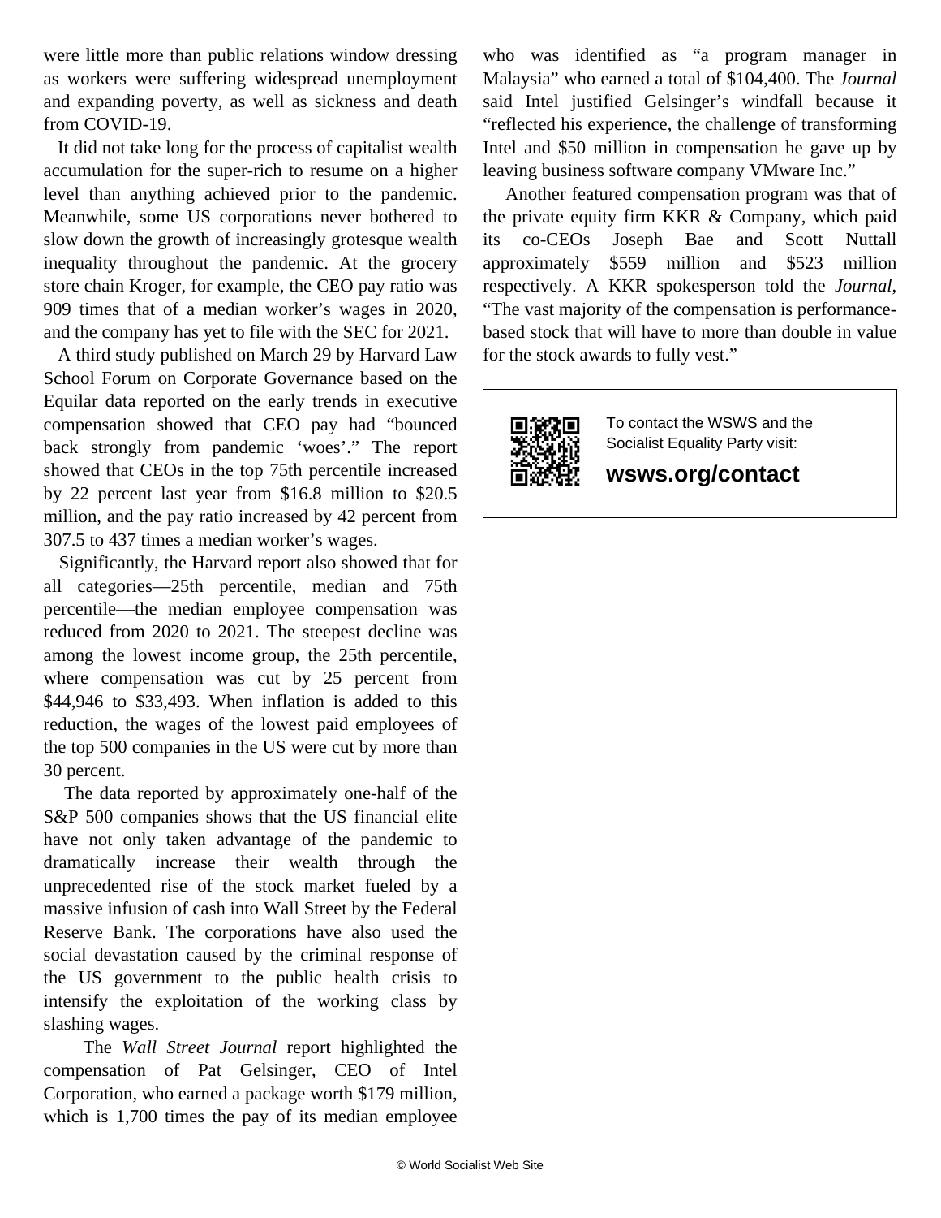were little more than public relations window dressing as workers were suffering widespread unemployment and expanding poverty, as well as sickness and death from COVID-19.

It did not take long for the process of capitalist wealth accumulation for the super-rich to resume on a higher level than anything achieved prior to the pandemic. Meanwhile, some US corporations never bothered to slow down the growth of increasingly grotesque wealth inequality throughout the pandemic. At the grocery store chain Kroger, for example, the CEO pay ratio was 909 times that of a median worker's wages in 2020, and the company has yet to file with the SEC for 2021.

A third study published on March 29 by Harvard Law School Forum on Corporate Governance based on the Equilar data reported on the early trends in executive compensation showed that CEO pay had "bounced back strongly from pandemic 'woes'." The report showed that CEOs in the top 75th percentile increased by 22 percent last year from $16.8 million to $20.5 million, and the pay ratio increased by 42 percent from 307.5 to 437 times a median worker's wages.

Significantly, the Harvard report also showed that for all categories—25th percentile, median and 75th percentile—the median employee compensation was reduced from 2020 to 2021. The steepest decline was among the lowest income group, the 25th percentile, where compensation was cut by 25 percent from $44,946 to $33,493. When inflation is added to this reduction, the wages of the lowest paid employees of the top 500 companies in the US were cut by more than 30 percent.

The data reported by approximately one-half of the S&P 500 companies shows that the US financial elite have not only taken advantage of the pandemic to dramatically increase their wealth through the unprecedented rise of the stock market fueled by a massive infusion of cash into Wall Street by the Federal Reserve Bank. The corporations have also used the social devastation caused by the criminal response of the US government to the public health crisis to intensify the exploitation of the working class by slashing wages.

The *Wall Street Journal* report highlighted the compensation of Pat Gelsinger, CEO of Intel Corporation, who earned a package worth $179 million, which is 1,700 times the pay of its median employee who was identified as "a program manager in Malaysia" who earned a total of $104,400. The *Journal* said Intel justified Gelsinger's windfall because it "reflected his experience, the challenge of transforming Intel and $50 million in compensation he gave up by leaving business software company VMware Inc."

Another featured compensation program was that of the private equity firm KKR & Company, which paid its co-CEOs Joseph Bae and Scott Nuttall approximately $559 million and $523 million respectively. A KKR spokesperson told the *Journal*, "The vast majority of the compensation is performance-based stock that will have to more than double in value for the stock awards to fully vest."

To contact the WSWS and the Socialist Equality Party visit:

**wsws.org/contact**